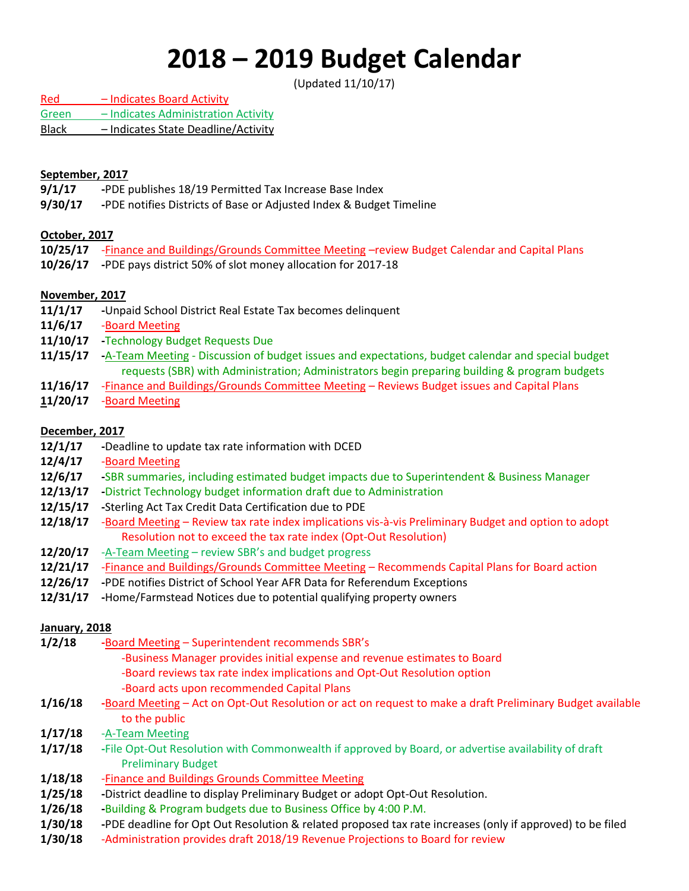# 2018 – 2019 Budget Calendar

(Updated 11/10/17)

Red – Indicates Board Activity
Green – Indicates Administration Activity
Black – Indicates State Deadline/Activity

**September, 2017**

**9/1/17** -PDE publishes 18/19 Permitted Tax Increase Base Index
**9/30/17** -PDE notifies Districts of Base or Adjusted Index & Budget Timeline

**October, 2017**

**10/25/17** -Finance and Buildings/Grounds Committee Meeting –review Budget Calendar and Capital Plans
**10/26/17** -PDE pays district 50% of slot money allocation for 2017-18

**November, 2017**

**11/1/17** -Unpaid School District Real Estate Tax becomes delinquent
**11/6/17** -Board Meeting
**11/10/17** -Technology Budget Requests Due
**11/15/17** -A-Team Meeting - Discussion of budget issues and expectations, budget calendar and special budget requests (SBR) with Administration; Administrators begin preparing building & program budgets
**11/16/17** -Finance and Buildings/Grounds Committee Meeting – Reviews Budget issues and Capital Plans
**11/20/17** -Board Meeting

**December, 2017**

**12/1/17** -Deadline to update tax rate information with DCED
**12/4/17** -Board Meeting
**12/6/17** -SBR summaries, including estimated budget impacts due to Superintendent & Business Manager
**12/13/17** -District Technology budget information draft due to Administration
**12/15/17** -Sterling Act Tax Credit Data Certification due to PDE
**12/18/17** -Board Meeting – Review tax rate index implications vis-à-vis Preliminary Budget and option to adopt Resolution not to exceed the tax rate index (Opt-Out Resolution)
**12/20/17** -A-Team Meeting – review SBR's and budget progress
**12/21/17** -Finance and Buildings/Grounds Committee Meeting – Recommends Capital Plans for Board action
**12/26/17** -PDE notifies District of School Year AFR Data for Referendum Exceptions
**12/31/17** -Home/Farmstead Notices due to potential qualifying property owners

**January, 2018**

**1/2/18** -Board Meeting – Superintendent recommends SBR's
-Business Manager provides initial expense and revenue estimates to Board
-Board reviews tax rate index implications and Opt-Out Resolution option
-Board acts upon recommended Capital Plans
**1/16/18** -Board Meeting – Act on Opt-Out Resolution or act on request to make a draft Preliminary Budget available to the public
**1/17/18** -A-Team Meeting
**1/17/18** -File Opt-Out Resolution with Commonwealth if approved by Board, or advertise availability of draft Preliminary Budget
**1/18/18** -Finance and Buildings Grounds Committee Meeting
**1/25/18** -District deadline to display Preliminary Budget or adopt Opt-Out Resolution.
**1/26/18** -Building & Program budgets due to Business Office by 4:00 P.M.
**1/30/18** -PDE deadline for Opt Out Resolution & related proposed tax rate increases (only if approved) to be filed
**1/30/18** -Administration provides draft 2018/19 Revenue Projections to Board for review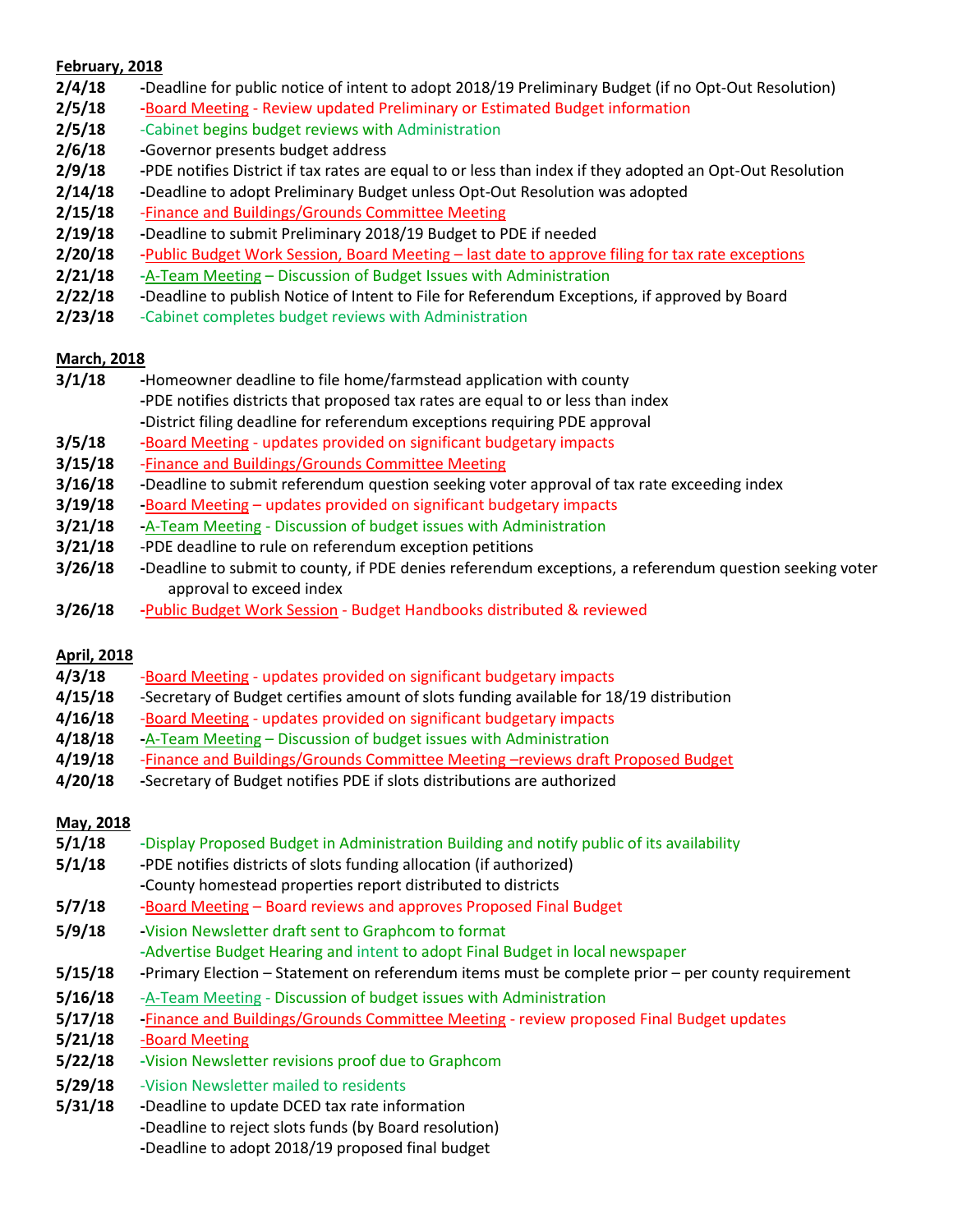**February, 2018**

**2/4/18** **-**Deadline for public notice of intent to adopt 2018/19 Preliminary Budget (if no Opt-Out Resolution)
**2/5/18** **-**Board Meeting - Review updated Preliminary or Estimated Budget information
**2/5/18** -Cabinet begins budget reviews with Administration
**2/6/18** **-**Governor presents budget address
**2/9/18** **-**PDE notifies District if tax rates are equal to or less than index if they adopted an Opt-Out Resolution
**2/14/18** **-**Deadline to adopt Preliminary Budget unless Opt-Out Resolution was adopted
**2/15/18** -Finance and Buildings/Grounds Committee Meeting
**2/19/18** **-**Deadline to submit Preliminary 2018/19 Budget to PDE if needed
**2/20/18** -Public Budget Work Session, Board Meeting – last date to approve filing for tax rate exceptions
**2/21/18** -A-Team Meeting – Discussion of Budget Issues with Administration
**2/22/18** **-**Deadline to publish Notice of Intent to File for Referendum Exceptions, if approved by Board
**2/23/18** -Cabinet completes budget reviews with Administration

**March, 2018**

**3/1/18** **-**Homeowner deadline to file home/farmstead application with county
**-**PDE notifies districts that proposed tax rates are equal to or less than index
**-**District filing deadline for referendum exceptions requiring PDE approval
**3/5/18** **-**Board Meeting - updates provided on significant budgetary impacts
**3/15/18** -Finance and Buildings/Grounds Committee Meeting
**3/16/18** **-**Deadline to submit referendum question seeking voter approval of tax rate exceeding index
**3/19/18** **-**Board Meeting – updates provided on significant budgetary impacts
**3/21/18** **-**A-Team Meeting - Discussion of budget issues with Administration
**3/21/18** -PDE deadline to rule on referendum exception petitions
**3/26/18** **-**Deadline to submit to county, if PDE denies referendum exceptions, a referendum question seeking voter approval to exceed index
**3/26/18** **-**Public Budget Work Session - Budget Handbooks distributed & reviewed

**April, 2018**

**4/3/18** -Board Meeting - updates provided on significant budgetary impacts
**4/15/18** -Secretary of Budget certifies amount of slots funding available for 18/19 distribution
**4/16/18** -Board Meeting - updates provided on significant budgetary impacts
**4/18/18** **-**A-Team Meeting – Discussion of budget issues with Administration
**4/19/18** -Finance and Buildings/Grounds Committee Meeting –reviews draft Proposed Budget
**4/20/18** **-**Secretary of Budget notifies PDE if slots distributions are authorized

**May, 2018**

**5/1/18** **-**Display Proposed Budget in Administration Building and notify public of its availability
**5/1/18** **-**PDE notifies districts of slots funding allocation (if authorized)
**-**County homestead properties report distributed to districts
**5/7/18** **-**Board Meeting – Board reviews and approves Proposed Final Budget
**5/9/18** **-**Vision Newsletter draft sent to Graphcom to format
**-**Advertise Budget Hearing and intent to adopt Final Budget in local newspaper
**5/15/18** **-**Primary Election – Statement on referendum items must be complete prior – per county requirement
**5/16/18** -A-Team Meeting - Discussion of budget issues with Administration
**5/17/18** **-**Finance and Buildings/Grounds Committee Meeting - review proposed Final Budget updates
**5/21/18** -Board Meeting
**5/22/18** **-**Vision Newsletter revisions proof due to Graphcom
**5/29/18** -Vision Newsletter mailed to residents
**5/31/18** **-**Deadline to update DCED tax rate information
**-**Deadline to reject slots funds (by Board resolution)
**-**Deadline to adopt 2018/19 proposed final budget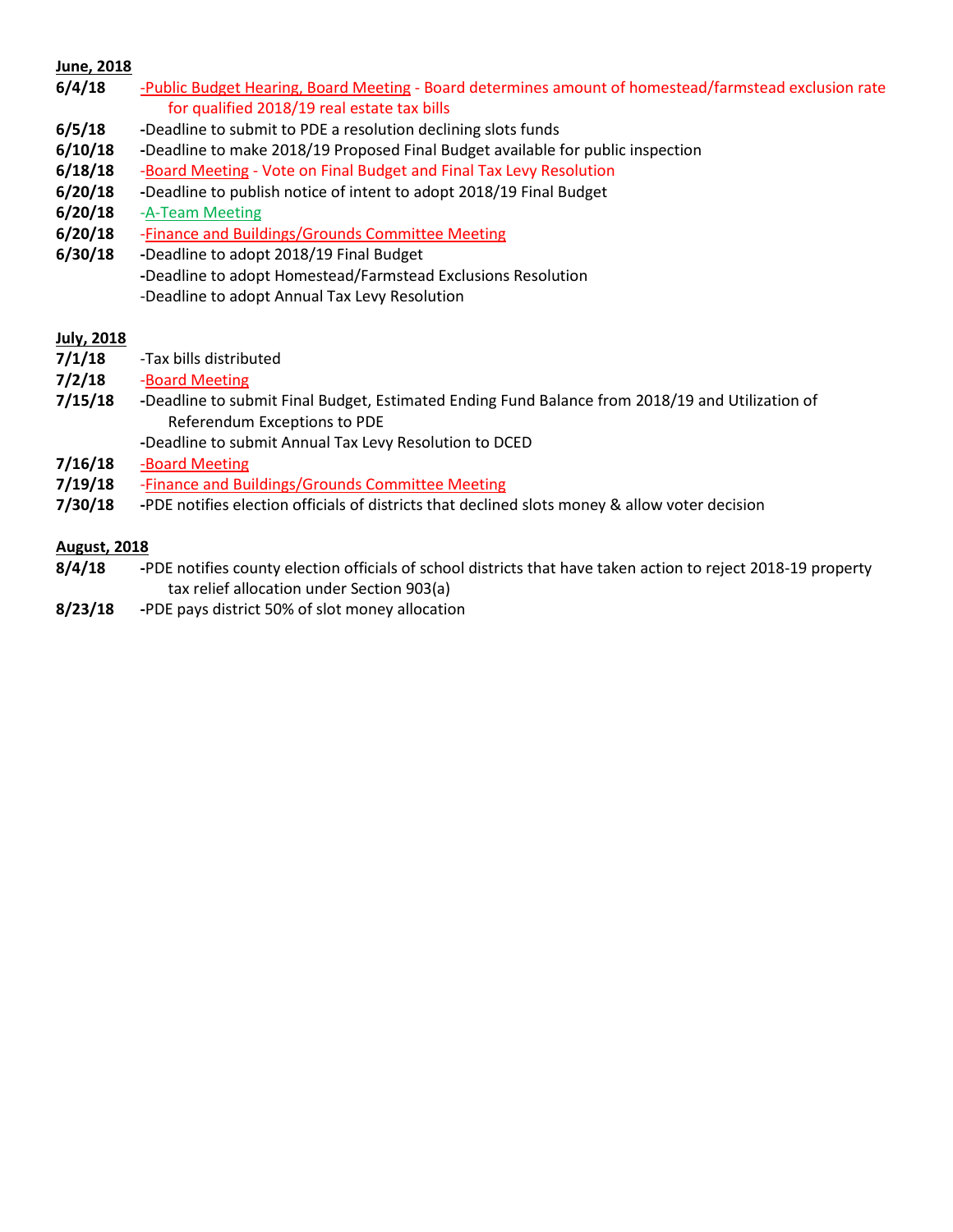**June, 2018**

**6/4/18** -Public Budget Hearing, Board Meeting - Board determines amount of homestead/farmstead exclusion rate for qualified 2018/19 real estate tax bills

**6/5/18** -Deadline to submit to PDE a resolution declining slots funds

**6/10/18** -Deadline to make 2018/19 Proposed Final Budget available for public inspection

**6/18/18** -Board Meeting - Vote on Final Budget and Final Tax Levy Resolution

**6/20/18** -Deadline to publish notice of intent to adopt 2018/19 Final Budget

**6/20/18** -A-Team Meeting

**6/20/18** -Finance and Buildings/Grounds Committee Meeting

**6/30/18** -Deadline to adopt 2018/19 Final Budget
-Deadline to adopt Homestead/Farmstead Exclusions Resolution
-Deadline to adopt Annual Tax Levy Resolution

**July, 2018**

**7/1/18** -Tax bills distributed

**7/2/18** -Board Meeting

**7/15/18** -Deadline to submit Final Budget, Estimated Ending Fund Balance from 2018/19 and Utilization of Referendum Exceptions to PDE
-Deadline to submit Annual Tax Levy Resolution to DCED

**7/16/18** -Board Meeting

**7/19/18** -Finance and Buildings/Grounds Committee Meeting

**7/30/18** -PDE notifies election officials of districts that declined slots money & allow voter decision

**August, 2018**

**8/4/18** -PDE notifies county election officials of school districts that have taken action to reject 2018-19 property tax relief allocation under Section 903(a)

**8/23/18** -PDE pays district 50% of slot money allocation